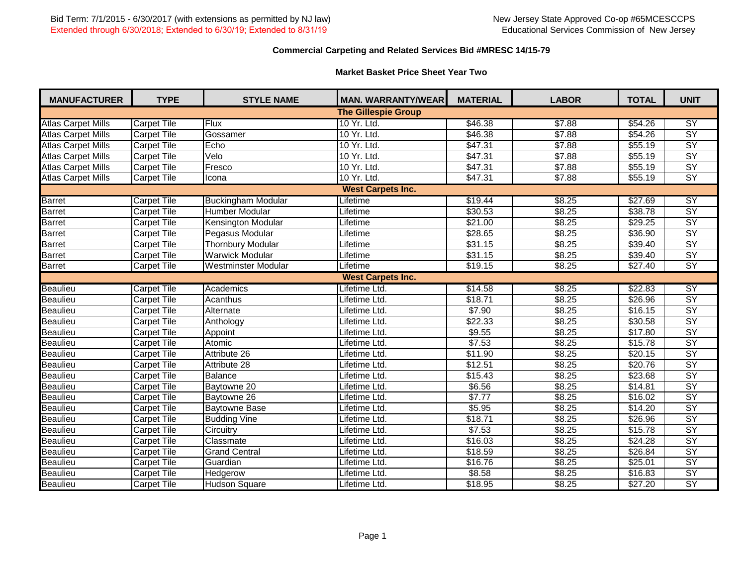Bid Term: 7/1/2015 - 6/30/2017 (with extensions as permitted by NJ law)
Extended through 6/30/2018; Extended to 6/30/19; Extended to 8/31/19

New Jersey State Approved Co-op #65MCESCCPS
Educational Services Commission of New Jersey

## Commercial Carpeting and Related Services Bid #MRESC 14/15-79

### Market Basket Price Sheet Year Two

| MANUFACTURER | TYPE | STYLE NAME | MAN. WARRANTY/WEAR | MATERIAL | LABOR | TOTAL | UNIT |
|---|---|---|---|---|---|---|---|
| | | | **The Gillespie Group** | | | | |
| Atlas Carpet Mills | Carpet Tile | Flux | 10 Yr. Ltd. | $46.38 | $7.88 | $54.26 | SY |
| Atlas Carpet Mills | Carpet Tile | Gossamer | 10 Yr. Ltd. | $46.38 | $7.88 | $54.26 | SY |
| Atlas Carpet Mills | Carpet Tile | Echo | 10 Yr. Ltd. | $47.31 | $7.88 | $55.19 | SY |
| Atlas Carpet Mills | Carpet Tile | Velo | 10 Yr. Ltd. | $47.31 | $7.88 | $55.19 | SY |
| Atlas Carpet Mills | Carpet Tile | Fresco | 10 Yr. Ltd. | $47.31 | $7.88 | $55.19 | SY |
| Atlas Carpet Mills | Carpet Tile | Icona | 10 Yr. Ltd. | $47.31 | $7.88 | $55.19 | SY |
| | | | **West Carpets Inc.** | | | | |
| Barret | Carpet Tile | Buckingham Modular | Lifetime | $19.44 | $8.25 | $27.69 | SY |
| Barret | Carpet Tile | Humber Modular | Lifetime | $30.53 | $8.25 | $38.78 | SY |
| Barret | Carpet Tile | Kensington Modular | Lifetime | $21.00 | $8.25 | $29.25 | SY |
| Barret | Carpet Tile | Pegasus Modular | Lifetime | $28.65 | $8.25 | $36.90 | SY |
| Barret | Carpet Tile | Thornbury Modular | Lifetime | $31.15 | $8.25 | $39.40 | SY |
| Barret | Carpet Tile | Warwick Modular | Lifetime | $31.15 | $8.25 | $39.40 | SY |
| Barret | Carpet Tile | Westminster Modular | Lifetime | $19.15 | $8.25 | $27.40 | SY |
| | | | **West Carpets Inc.** | | | | |
| Beaulieu | Carpet Tile | Academics | Lifetime Ltd. | $14.58 | $8.25 | $22.83 | SY |
| Beaulieu | Carpet Tile | Acanthus | Lifetime Ltd. | $18.71 | $8.25 | $26.96 | SY |
| Beaulieu | Carpet Tile | Alternate | Lifetime Ltd. | $7.90 | $8.25 | $16.15 | SY |
| Beaulieu | Carpet Tile | Anthology | Lifetime Ltd. | $22.33 | $8.25 | $30.58 | SY |
| Beaulieu | Carpet Tile | Appoint | Lifetime Ltd. | $9.55 | $8.25 | $17.80 | SY |
| Beaulieu | Carpet Tile | Atomic | Lifetime Ltd. | $7.53 | $8.25 | $15.78 | SY |
| Beaulieu | Carpet Tile | Attribute 26 | Lifetime Ltd. | $11.90 | $8.25 | $20.15 | SY |
| Beaulieu | Carpet Tile | Attribute 28 | Lifetime Ltd. | $12.51 | $8.25 | $20.76 | SY |
| Beaulieu | Carpet Tile | Balance | Lifetime Ltd. | $15.43 | $8.25 | $23.68 | SY |
| Beaulieu | Carpet Tile | Baytowne 20 | Lifetime Ltd. | $6.56 | $8.25 | $14.81 | SY |
| Beaulieu | Carpet Tile | Baytowne 26 | Lifetime Ltd. | $7.77 | $8.25 | $16.02 | SY |
| Beaulieu | Carpet Tile | Baytowne Base | Lifetime Ltd. | $5.95 | $8.25 | $14.20 | SY |
| Beaulieu | Carpet Tile | Budding Vine | Lifetime Ltd. | $18.71 | $8.25 | $26.96 | SY |
| Beaulieu | Carpet Tile | Circuitry | Lifetime Ltd. | $7.53 | $8.25 | $15.78 | SY |
| Beaulieu | Carpet Tile | Classmate | Lifetime Ltd. | $16.03 | $8.25 | $24.28 | SY |
| Beaulieu | Carpet Tile | Grand Central | Lifetime Ltd. | $18.59 | $8.25 | $26.84 | SY |
| Beaulieu | Carpet Tile | Guardian | Lifetime Ltd. | $16.76 | $8.25 | $25.01 | SY |
| Beaulieu | Carpet Tile | Hedgerow | Lifetime Ltd. | $8.58 | $8.25 | $16.83 | SY |
| Beaulieu | Carpet Tile | Hudson Square | Lifetime Ltd. | $18.95 | $8.25 | $27.20 | SY |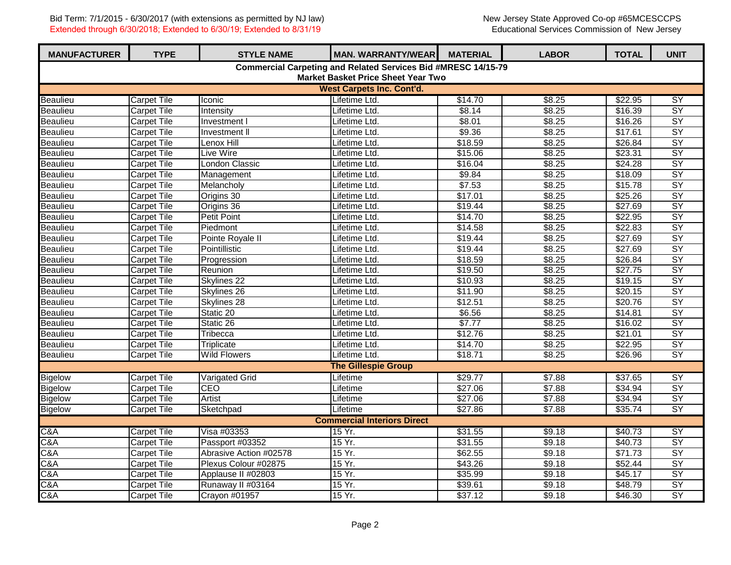Bid Term: 7/1/2015 - 6/30/2017 (with extensions as permitted by NJ law)
Extended through 6/30/2018; Extended to 6/30/19; Extended to 8/31/19

New Jersey State Approved Co-op #65MCESCCPS
Educational Services Commission of New Jersey

| MANUFACTURER | TYPE | STYLE NAME | MAN. WARRANTY/WEAR | MATERIAL | LABOR | TOTAL | UNIT |
|---|---|---|---|---|---|---|---|
| **Commercial Carpeting and Related Services Bid #MRESC 14/15-79 Market Basket Price Sheet Year Two** | | | | | | | |
| **West Carpets Inc. Cont'd.** | | | | | | | |
| Beaulieu | Carpet Tile | Iconic | Lifetime Ltd. | $14.70 | $8.25 | $22.95 | SY |
| Beaulieu | Carpet Tile | Intensity | Lifetime Ltd. | $8.14 | $8.25 | $16.39 | SY |
| Beaulieu | Carpet Tile | Investment I | Lifetime Ltd. | $8.01 | $8.25 | $16.26 | SY |
| Beaulieu | Carpet Tile | Investment II | Lifetime Ltd. | $9.36 | $8.25 | $17.61 | SY |
| Beaulieu | Carpet Tile | Lenox Hill | Lifetime Ltd. | $18.59 | $8.25 | $26.84 | SY |
| Beaulieu | Carpet Tile | Live Wire | Lifetime Ltd. | $15.06 | $8.25 | $23.31 | SY |
| Beaulieu | Carpet Tile | London Classic | Lifetime Ltd. | $16.04 | $8.25 | $24.28 | SY |
| Beaulieu | Carpet Tile | Management | Lifetime Ltd. | $9.84 | $8.25 | $18.09 | SY |
| Beaulieu | Carpet Tile | Melancholy | Lifetime Ltd. | $7.53 | $8.25 | $15.78 | SY |
| Beaulieu | Carpet Tile | Origins 30 | Lifetime Ltd. | $17.01 | $8.25 | $25.26 | SY |
| Beaulieu | Carpet Tile | Origins 36 | Lifetime Ltd. | $19.44 | $8.25 | $27.69 | SY |
| Beaulieu | Carpet Tile | Petit Point | Lifetime Ltd. | $14.70 | $8.25 | $22.95 | SY |
| Beaulieu | Carpet Tile | Piedmont | Lifetime Ltd. | $14.58 | $8.25 | $22.83 | SY |
| Beaulieu | Carpet Tile | Pointe Royale II | Lifetime Ltd. | $19.44 | $8.25 | $27.69 | SY |
| Beaulieu | Carpet Tile | Pointillistic | Lifetime Ltd. | $19.44 | $8.25 | $27.69 | SY |
| Beaulieu | Carpet Tile | Progression | Lifetime Ltd. | $18.59 | $8.25 | $26.84 | SY |
| Beaulieu | Carpet Tile | Reunion | Lifetime Ltd. | $19.50 | $8.25 | $27.75 | SY |
| Beaulieu | Carpet Tile | Skylines 22 | Lifetime Ltd. | $10.93 | $8.25 | $19.15 | SY |
| Beaulieu | Carpet Tile | Skylines 26 | Lifetime Ltd. | $11.90 | $8.25 | $20.15 | SY |
| Beaulieu | Carpet Tile | Skylines 28 | Lifetime Ltd. | $12.51 | $8.25 | $20.76 | SY |
| Beaulieu | Carpet Tile | Static 20 | Lifetime Ltd. | $6.56 | $8.25 | $14.81 | SY |
| Beaulieu | Carpet Tile | Static 26 | Lifetime Ltd. | $7.77 | $8.25 | $16.02 | SY |
| Beaulieu | Carpet Tile | Tribecca | Lifetime Ltd. | $12.76 | $8.25 | $21.01 | SY |
| Beaulieu | Carpet Tile | Triplicate | Lifetime Ltd. | $14.70 | $8.25 | $22.95 | SY |
| Beaulieu | Carpet Tile | Wild Flowers | Lifetime Ltd. | $18.71 | $8.25 | $26.96 | SY |
| **The Gillespie Group** | | | | | | | |
| Bigelow | Carpet Tile | Varigated Grid | Lifetime | $29.77 | $7.88 | $37.65 | SY |
| Bigelow | Carpet Tile | CEO | Lifetime | $27.06 | $7.88 | $34.94 | SY |
| Bigelow | Carpet Tile | Artist | Lifetime | $27.06 | $7.88 | $34.94 | SY |
| Bigelow | Carpet Tile | Sketchpad | Lifetime | $27.86 | $7.88 | $35.74 | SY |
| **Commercial Interiors Direct** | | | | | | | |
| C&A | Carpet Tile | Visa #03353 | 15 Yr. | $31.55 | $9.18 | $40.73 | SY |
| C&A | Carpet Tile | Passport #03352 | 15 Yr. | $31.55 | $9.18 | $40.73 | SY |
| C&A | Carpet Tile | Abrasive Action #02578 | 15 Yr. | $62.55 | $9.18 | $71.73 | SY |
| C&A | Carpet Tile | Plexus Colour #02875 | 15 Yr. | $43.26 | $9.18 | $52.44 | SY |
| C&A | Carpet Tile | Applause II #02803 | 15 Yr. | $35.99 | $9.18 | $45.17 | SY |
| C&A | Carpet Tile | Runaway II #03164 | 15 Yr. | $39.61 | $9.18 | $48.79 | SY |
| C&A | Carpet Tile | Crayon #01957 | 15 Yr. | $37.12 | $9.18 | $46.30 | SY |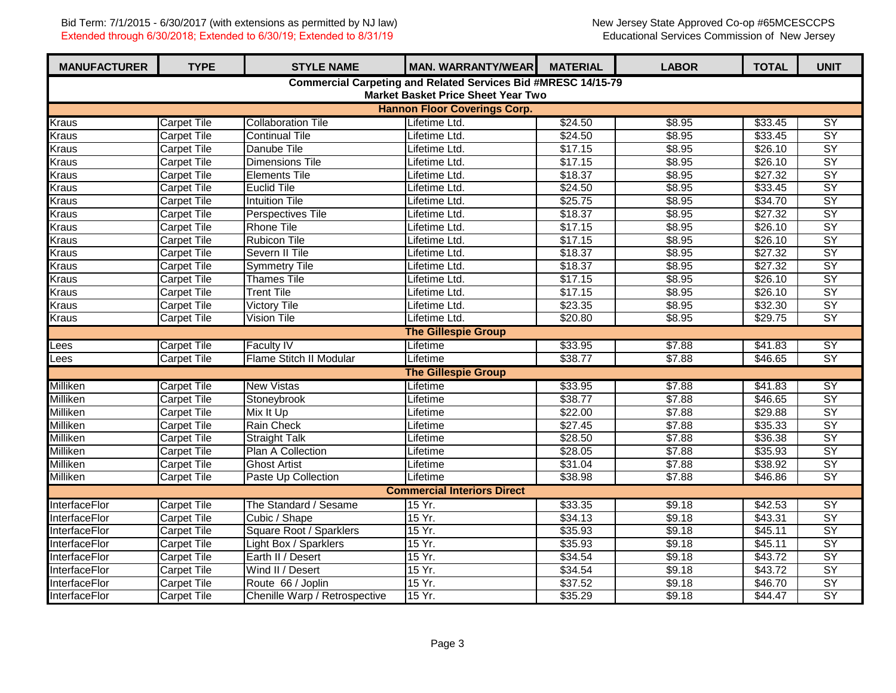Bid Term: 7/1/2015 - 6/30/2017 (with extensions as permitted by NJ law)
Extended through 6/30/2018; Extended to 6/30/19; Extended to 8/31/19

New Jersey State Approved Co-op #65MCESCCPS
Educational Services Commission of New Jersey

| MANUFACTURER | TYPE | STYLE NAME | MAN. WARRANTY/WEAR | MATERIAL | LABOR | TOTAL | UNIT |
|---|---|---|---|---|---|---|---|
| **Commercial Carpeting and Related Services Bid #MRESC 14/15-79** | | | | | | | |
| **Market Basket Price Sheet Year Two** | | | | | | | |
| **Hannon Floor Coverings Corp.** | | | | | | | |
| Kraus | Carpet Tile | Collaboration Tile | Lifetime Ltd. | $24.50 | $8.95 | $33.45 | SY |
| Kraus | Carpet Tile | Continual Tile | Lifetime Ltd. | $24.50 | $8.95 | $33.45 | SY |
| Kraus | Carpet Tile | Danube Tile | Lifetime Ltd. | $17.15 | $8.95 | $26.10 | SY |
| Kraus | Carpet Tile | Dimensions Tile | Lifetime Ltd. | $17.15 | $8.95 | $26.10 | SY |
| Kraus | Carpet Tile | Elements Tile | Lifetime Ltd. | $18.37 | $8.95 | $27.32 | SY |
| Kraus | Carpet Tile | Euclid Tile | Lifetime Ltd. | $24.50 | $8.95 | $33.45 | SY |
| Kraus | Carpet Tile | Intuition Tile | Lifetime Ltd. | $25.75 | $8.95 | $34.70 | SY |
| Kraus | Carpet Tile | Perspectives Tile | Lifetime Ltd. | $18.37 | $8.95 | $27.32 | SY |
| Kraus | Carpet Tile | Rhone Tile | Lifetime Ltd. | $17.15 | $8.95 | $26.10 | SY |
| Kraus | Carpet Tile | Rubicon Tile | Lifetime Ltd. | $17.15 | $8.95 | $26.10 | SY |
| Kraus | Carpet Tile | Severn II Tile | Lifetime Ltd. | $18.37 | $8.95 | $27.32 | SY |
| Kraus | Carpet Tile | Symmetry Tile | Lifetime Ltd. | $18.37 | $8.95 | $27.32 | SY |
| Kraus | Carpet Tile | Thames Tile | Lifetime Ltd. | $17.15 | $8.95 | $26.10 | SY |
| Kraus | Carpet Tile | Trent Tile | Lifetime Ltd. | $17.15 | $8.95 | $26.10 | SY |
| Kraus | Carpet Tile | Victory Tile | Lifetime Ltd. | $23.35 | $8.95 | $32.30 | SY |
| Kraus | Carpet Tile | Vision Tile | Lifetime Ltd. | $20.80 | $8.95 | $29.75 | SY |
| **The Gillespie Group** | | | | | | | |
| Lees | Carpet Tile | Faculty IV | Lifetime | $33.95 | $7.88 | $41.83 | SY |
| Lees | Carpet Tile | Flame Stitch II Modular | Lifetime | $38.77 | $7.88 | $46.65 | SY |
| **The Gillespie Group** | | | | | | | |
| Milliken | Carpet Tile | New Vistas | Lifetime | $33.95 | $7.88 | $41.83 | SY |
| Milliken | Carpet Tile | Stoneybrook | Lifetime | $38.77 | $7.88 | $46.65 | SY |
| Milliken | Carpet Tile | Mix It Up | Lifetime | $22.00 | $7.88 | $29.88 | SY |
| Milliken | Carpet Tile | Rain Check | Lifetime | $27.45 | $7.88 | $35.33 | SY |
| Milliken | Carpet Tile | Straight Talk | Lifetime | $28.50 | $7.88 | $36.38 | SY |
| Milliken | Carpet Tile | Plan A Collection | Lifetime | $28.05 | $7.88 | $35.93 | SY |
| Milliken | Carpet Tile | Ghost Artist | Lifetime | $31.04 | $7.88 | $38.92 | SY |
| Milliken | Carpet Tile | Paste Up Collection | Lifetime | $38.98 | $7.88 | $46.86 | SY |
| **Commercial Interiors Direct** | | | | | | | |
| InterfaceFlor | Carpet Tile | The Standard / Sesame | 15 Yr. | $33.35 | $9.18 | $42.53 | SY |
| InterfaceFlor | Carpet Tile | Cubic / Shape | 15 Yr. | $34.13 | $9.18 | $43.31 | SY |
| InterfaceFlor | Carpet Tile | Square Root / Sparklers | 15 Yr. | $35.93 | $9.18 | $45.11 | SY |
| InterfaceFlor | Carpet Tile | Light Box / Sparklers | 15 Yr. | $35.93 | $9.18 | $45.11 | SY |
| InterfaceFlor | Carpet Tile | Earth II / Desert | 15 Yr. | $34.54 | $9.18 | $43.72 | SY |
| InterfaceFlor | Carpet Tile | Wind II / Desert | 15 Yr. | $34.54 | $9.18 | $43.72 | SY |
| InterfaceFlor | Carpet Tile | Route 66 / Joplin | 15 Yr. | $37.52 | $9.18 | $46.70 | SY |
| InterfaceFlor | Carpet Tile | Chenille Warp / Retrospective | 15 Yr. | $35.29 | $9.18 | $44.47 | SY |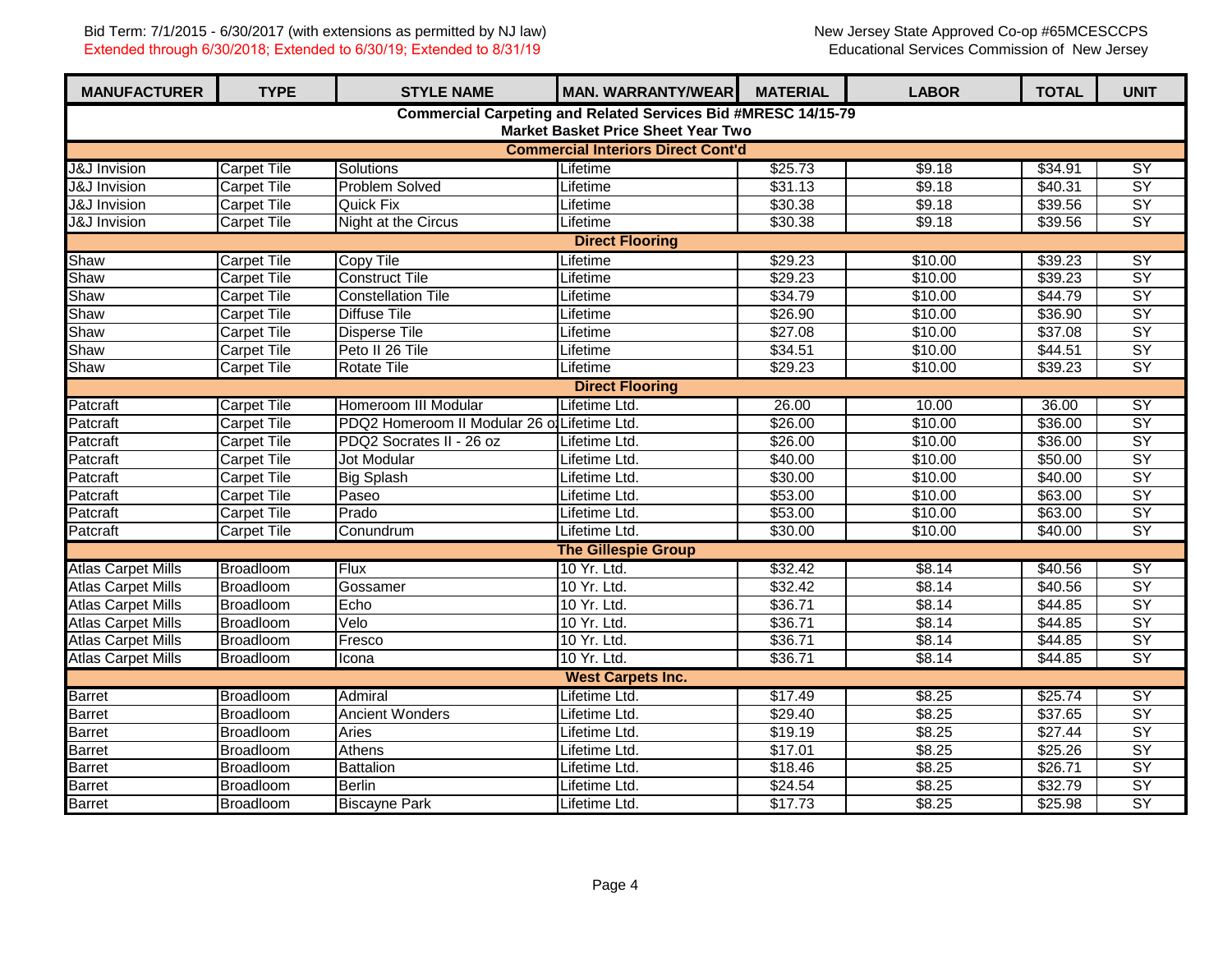Bid Term: 7/1/2015 - 6/30/2017 (with extensions as permitted by NJ law)
Extended through 6/30/2018; Extended to 6/30/19; Extended to 8/31/19

New Jersey State Approved Co-op #65MCESCCPS
Educational Services Commission of New Jersey

| MANUFACTURER | TYPE | STYLE NAME | MAN. WARRANTY/WEAR | MATERIAL | LABOR | TOTAL | UNIT |
|---|---|---|---|---|---|---|---|
| **Commercial Carpeting and Related Services Bid #MRESC 14/15-79 Market Basket Price Sheet Year Two** | | | | | | | |
| **Commercial Interiors Direct Cont'd** | | | | | | | |
| J&J Invision | Carpet Tile | Solutions | Lifetime | $25.73 | $9.18 | $34.91 | SY |
| J&J Invision | Carpet Tile | Problem Solved | Lifetime | $31.13 | $9.18 | $40.31 | SY |
| J&J Invision | Carpet Tile | Quick Fix | Lifetime | $30.38 | $9.18 | $39.56 | SY |
| J&J Invision | Carpet Tile | Night at the Circus | Lifetime | $30.38 | $9.18 | $39.56 | SY |
| **Direct Flooring** | | | | | | | |
| Shaw | Carpet Tile | Copy Tile | Lifetime | $29.23 | $10.00 | $39.23 | SY |
| Shaw | Carpet Tile | Construct Tile | Lifetime | $29.23 | $10.00 | $39.23 | SY |
| Shaw | Carpet Tile | Constellation Tile | Lifetime | $34.79 | $10.00 | $44.79 | SY |
| Shaw | Carpet Tile | Diffuse Tile | Lifetime | $26.90 | $10.00 | $36.90 | SY |
| Shaw | Carpet Tile | Disperse Tile | Lifetime | $27.08 | $10.00 | $37.08 | SY |
| Shaw | Carpet Tile | Peto II 26 Tile | Lifetime | $34.51 | $10.00 | $44.51 | SY |
| Shaw | Carpet Tile | Rotate Tile | Lifetime | $29.23 | $10.00 | $39.23 | SY |
| **Direct Flooring** | | | | | | | |
| Patcraft | Carpet Tile | Homeroom III Modular | Lifetime Ltd. | 26.00 | 10.00 | 36.00 | SY |
| Patcraft | Carpet Tile | PDQ2 Homeroom II Modular 26 o | Lifetime Ltd. | $26.00 | $10.00 | $36.00 | SY |
| Patcraft | Carpet Tile | PDQ2 Socrates II - 26 oz | Lifetime Ltd. | $26.00 | $10.00 | $36.00 | SY |
| Patcraft | Carpet Tile | Jot Modular | Lifetime Ltd. | $40.00 | $10.00 | $50.00 | SY |
| Patcraft | Carpet Tile | Big Splash | Lifetime Ltd. | $30.00 | $10.00 | $40.00 | SY |
| Patcraft | Carpet Tile | Paseo | Lifetime Ltd. | $53.00 | $10.00 | $63.00 | SY |
| Patcraft | Carpet Tile | Prado | Lifetime Ltd. | $53.00 | $10.00 | $63.00 | SY |
| Patcraft | Carpet Tile | Conundrum | Lifetime Ltd. | $30.00 | $10.00 | $40.00 | SY |
| **The Gillespie Group** | | | | | | | |
| Atlas Carpet Mills | Broadloom | Flux | 10 Yr. Ltd. | $32.42 | $8.14 | $40.56 | SY |
| Atlas Carpet Mills | Broadloom | Gossamer | 10 Yr. Ltd. | $32.42 | $8.14 | $40.56 | SY |
| Atlas Carpet Mills | Broadloom | Echo | 10 Yr. Ltd. | $36.71 | $8.14 | $44.85 | SY |
| Atlas Carpet Mills | Broadloom | Velo | 10 Yr. Ltd. | $36.71 | $8.14 | $44.85 | SY |
| Atlas Carpet Mills | Broadloom | Fresco | 10 Yr. Ltd. | $36.71 | $8.14 | $44.85 | SY |
| Atlas Carpet Mills | Broadloom | Icona | 10 Yr. Ltd. | $36.71 | $8.14 | $44.85 | SY |
| **West Carpets Inc.** | | | | | | | |
| Barret | Broadloom | Admiral | Lifetime Ltd. | $17.49 | $8.25 | $25.74 | SY |
| Barret | Broadloom | Ancient Wonders | Lifetime Ltd. | $29.40 | $8.25 | $37.65 | SY |
| Barret | Broadloom | Aries | Lifetime Ltd. | $19.19 | $8.25 | $27.44 | SY |
| Barret | Broadloom | Athens | Lifetime Ltd. | $17.01 | $8.25 | $25.26 | SY |
| Barret | Broadloom | Battalion | Lifetime Ltd. | $18.46 | $8.25 | $26.71 | SY |
| Barret | Broadloom | Berlin | Lifetime Ltd. | $24.54 | $8.25 | $32.79 | SY |
| Barret | Broadloom | Biscayne Park | Lifetime Ltd. | $17.73 | $8.25 | $25.98 | SY |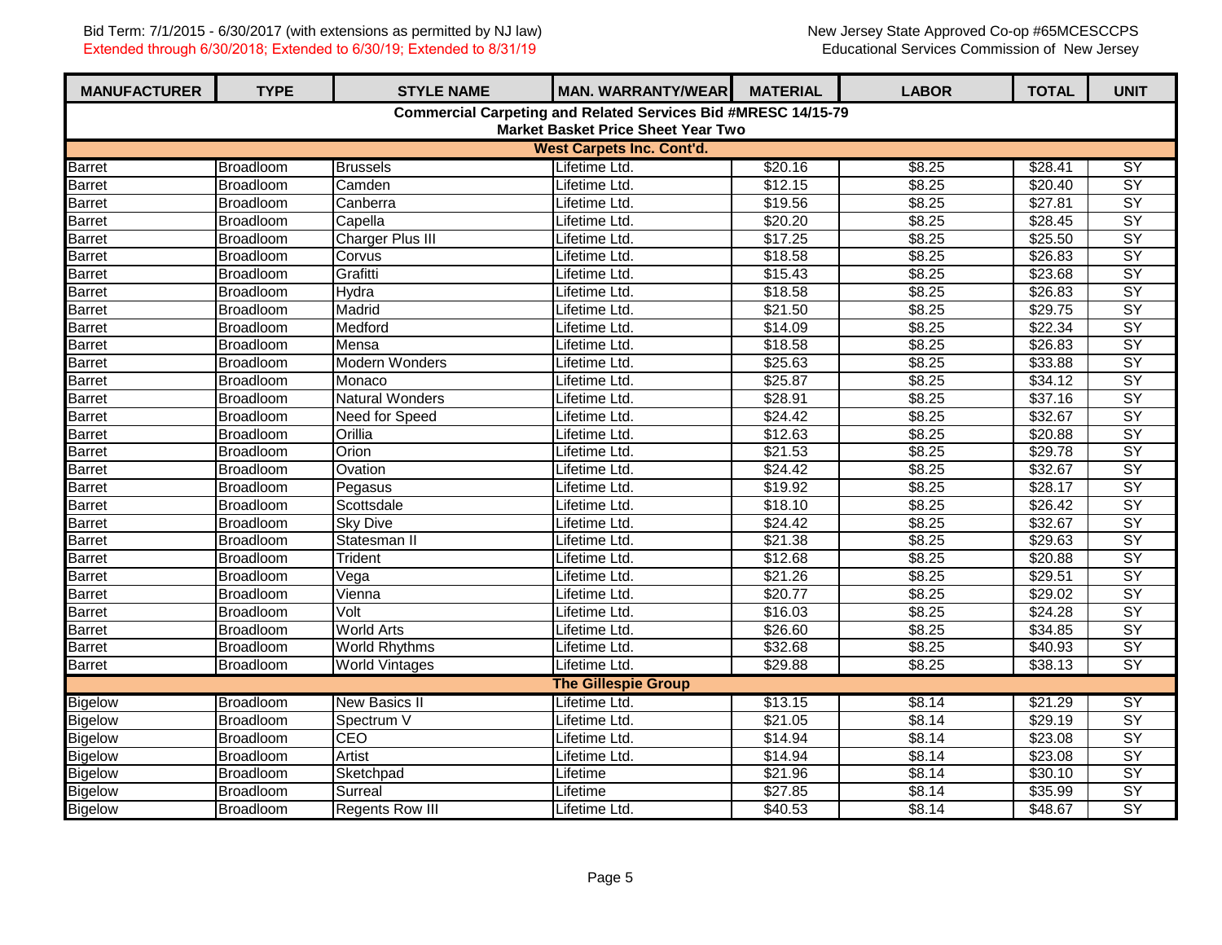Bid Term: 7/1/2015 - 6/30/2017 (with extensions as permitted by NJ law)
Extended through 6/30/2018; Extended to 6/30/19; Extended to 8/31/19

New Jersey State Approved Co-op #65MCESCCPS
Educational Services Commission of New Jersey

| MANUFACTURER | TYPE | STYLE NAME | MAN. WARRANTY/WEAR | MATERIAL | LABOR | TOTAL | UNIT |
|---|---|---|---|---|---|---|---|
| **Commercial Carpeting and Related Services Bid #MRESC 14/15-79** | | | | | | | |
| **Market Basket Price Sheet Year Two** | | | | | | | |
| **West Carpets Inc. Cont'd.** | | | | | | | |
| Barret | Broadloom | Brussels | Lifetime Ltd. | $20.16 | $8.25 | $28.41 | SY |
| Barret | Broadloom | Camden | Lifetime Ltd. | $12.15 | $8.25 | $20.40 | SY |
| Barret | Broadloom | Canberra | Lifetime Ltd. | $19.56 | $8.25 | $27.81 | SY |
| Barret | Broadloom | Capella | Lifetime Ltd. | $20.20 | $8.25 | $28.45 | SY |
| Barret | Broadloom | Charger Plus III | Lifetime Ltd. | $17.25 | $8.25 | $25.50 | SY |
| Barret | Broadloom | Corvus | Lifetime Ltd. | $18.58 | $8.25 | $26.83 | SY |
| Barret | Broadloom | Grafitti | Lifetime Ltd. | $15.43 | $8.25 | $23.68 | SY |
| Barret | Broadloom | Hydra | Lifetime Ltd. | $18.58 | $8.25 | $26.83 | SY |
| Barret | Broadloom | Madrid | Lifetime Ltd. | $21.50 | $8.25 | $29.75 | SY |
| Barret | Broadloom | Medford | Lifetime Ltd. | $14.09 | $8.25 | $22.34 | SY |
| Barret | Broadloom | Mensa | Lifetime Ltd. | $18.58 | $8.25 | $26.83 | SY |
| Barret | Broadloom | Modern Wonders | Lifetime Ltd. | $25.63 | $8.25 | $33.88 | SY |
| Barret | Broadloom | Monaco | Lifetime Ltd. | $25.87 | $8.25 | $34.12 | SY |
| Barret | Broadloom | Natural Wonders | Lifetime Ltd. | $28.91 | $8.25 | $37.16 | SY |
| Barret | Broadloom | Need for Speed | Lifetime Ltd. | $24.42 | $8.25 | $32.67 | SY |
| Barret | Broadloom | Orillia | Lifetime Ltd. | $12.63 | $8.25 | $20.88 | SY |
| Barret | Broadloom | Orion | Lifetime Ltd. | $21.53 | $8.25 | $29.78 | SY |
| Barret | Broadloom | Ovation | Lifetime Ltd. | $24.42 | $8.25 | $32.67 | SY |
| Barret | Broadloom | Pegasus | Lifetime Ltd. | $19.92 | $8.25 | $28.17 | SY |
| Barret | Broadloom | Scottsdale | Lifetime Ltd. | $18.10 | $8.25 | $26.42 | SY |
| Barret | Broadloom | Sky Dive | Lifetime Ltd. | $24.42 | $8.25 | $32.67 | SY |
| Barret | Broadloom | Statesman II | Lifetime Ltd. | $21.38 | $8.25 | $29.63 | SY |
| Barret | Broadloom | Trident | Lifetime Ltd. | $12.68 | $8.25 | $20.88 | SY |
| Barret | Broadloom | Vega | Lifetime Ltd. | $21.26 | $8.25 | $29.51 | SY |
| Barret | Broadloom | Vienna | Lifetime Ltd. | $20.77 | $8.25 | $29.02 | SY |
| Barret | Broadloom | Volt | Lifetime Ltd. | $16.03 | $8.25 | $24.28 | SY |
| Barret | Broadloom | World Arts | Lifetime Ltd. | $26.60 | $8.25 | $34.85 | SY |
| Barret | Broadloom | World Rhythms | Lifetime Ltd. | $32.68 | $8.25 | $40.93 | SY |
| Barret | Broadloom | World Vintages | Lifetime Ltd. | $29.88 | $8.25 | $38.13 | SY |
| **The Gillespie Group** | | | | | | | |
| Bigelow | Broadloom | New Basics II | Lifetime Ltd. | $13.15 | $8.14 | $21.29 | SY |
| Bigelow | Broadloom | Spectrum V | Lifetime Ltd. | $21.05 | $8.14 | $29.19 | SY |
| Bigelow | Broadloom | CEO | Lifetime Ltd. | $14.94 | $8.14 | $23.08 | SY |
| Bigelow | Broadloom | Artist | Lifetime Ltd. | $14.94 | $8.14 | $23.08 | SY |
| Bigelow | Broadloom | Sketchpad | Lifetime | $21.96 | $8.14 | $30.10 | SY |
| Bigelow | Broadloom | Surreal | Lifetime | $27.85 | $8.14 | $35.99 | SY |
| Bigelow | Broadloom | Regents Row III | Lifetime Ltd. | $40.53 | $8.14 | $48.67 | SY |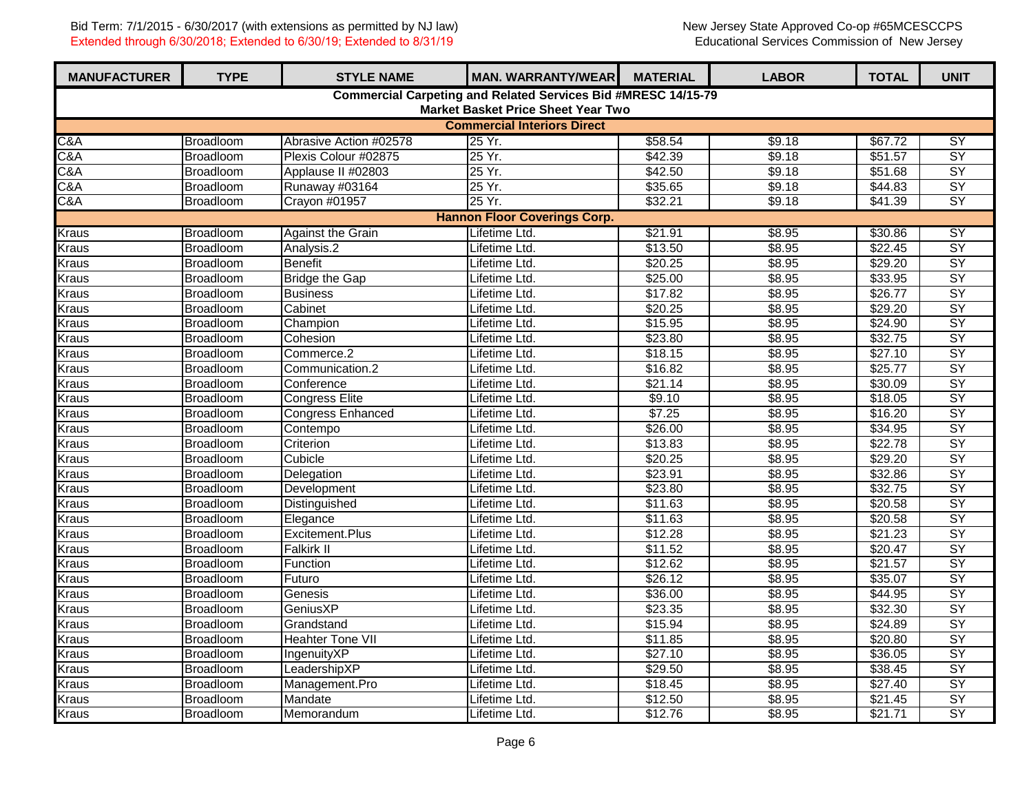Bid Term: 7/1/2015 - 6/30/2017 (with extensions as permitted by NJ law)
Extended through 6/30/2018; Extended to 6/30/19; Extended to 8/31/19

New Jersey State Approved Co-op #65MCESCCPS
Educational Services Commission of New Jersey

| MANUFACTURER | TYPE | STYLE NAME | MAN. WARRANTY/WEAR | MATERIAL | LABOR | TOTAL | UNIT |
|---|---|---|---|---|---|---|---|
| **Commercial Carpeting and Related Services Bid #MRESC 14/15-79 Market Basket Price Sheet Year Two** | | | | | | | |
| **Commercial Interiors Direct** | | | | | | | |
| C&A | Broadloom | Abrasive Action #02578 | 25 Yr. | $58.54 | $9.18 | $67.72 | SY |
| C&A | Broadloom | Plexis Colour #02875 | 25 Yr. | $42.39 | $9.18 | $51.57 | SY |
| C&A | Broadloom | Applause II #02803 | 25 Yr. | $42.50 | $9.18 | $51.68 | SY |
| C&A | Broadloom | Runaway #03164 | 25 Yr. | $35.65 | $9.18 | $44.83 | SY |
| C&A | Broadloom | Crayon #01957 | 25 Yr. | $32.21 | $9.18 | $41.39 | SY |
| **Hannon Floor Coverings Corp.** | | | | | | | |
| Kraus | Broadloom | Against the Grain | Lifetime Ltd. | $21.91 | $8.95 | $30.86 | SY |
| Kraus | Broadloom | Analysis.2 | Lifetime Ltd. | $13.50 | $8.95 | $22.45 | SY |
| Kraus | Broadloom | Benefit | Lifetime Ltd. | $20.25 | $8.95 | $29.20 | SY |
| Kraus | Broadloom | Bridge the Gap | Lifetime Ltd. | $25.00 | $8.95 | $33.95 | SY |
| Kraus | Broadloom | Business | Lifetime Ltd. | $17.82 | $8.95 | $26.77 | SY |
| Kraus | Broadloom | Cabinet | Lifetime Ltd. | $20.25 | $8.95 | $29.20 | SY |
| Kraus | Broadloom | Champion | Lifetime Ltd. | $15.95 | $8.95 | $24.90 | SY |
| Kraus | Broadloom | Cohesion | Lifetime Ltd. | $23.80 | $8.95 | $32.75 | SY |
| Kraus | Broadloom | Commerce.2 | Lifetime Ltd. | $18.15 | $8.95 | $27.10 | SY |
| Kraus | Broadloom | Communication.2 | Lifetime Ltd. | $16.82 | $8.95 | $25.77 | SY |
| Kraus | Broadloom | Conference | Lifetime Ltd. | $21.14 | $8.95 | $30.09 | SY |
| Kraus | Broadloom | Congress Elite | Lifetime Ltd. | $9.10 | $8.95 | $18.05 | SY |
| Kraus | Broadloom | Congress Enhanced | Lifetime Ltd. | $7.25 | $8.95 | $16.20 | SY |
| Kraus | Broadloom | Contempo | Lifetime Ltd. | $26.00 | $8.95 | $34.95 | SY |
| Kraus | Broadloom | Criterion | Lifetime Ltd. | $13.83 | $8.95 | $22.78 | SY |
| Kraus | Broadloom | Cubicle | Lifetime Ltd. | $20.25 | $8.95 | $29.20 | SY |
| Kraus | Broadloom | Delegation | Lifetime Ltd. | $23.91 | $8.95 | $32.86 | SY |
| Kraus | Broadloom | Development | Lifetime Ltd. | $23.80 | $8.95 | $32.75 | SY |
| Kraus | Broadloom | Distinguished | Lifetime Ltd. | $11.63 | $8.95 | $20.58 | SY |
| Kraus | Broadloom | Elegance | Lifetime Ltd. | $11.63 | $8.95 | $20.58 | SY |
| Kraus | Broadloom | Excitement.Plus | Lifetime Ltd. | $12.28 | $8.95 | $21.23 | SY |
| Kraus | Broadloom | Falkirk II | Lifetime Ltd. | $11.52 | $8.95 | $20.47 | SY |
| Kraus | Broadloom | Function | Lifetime Ltd. | $12.62 | $8.95 | $21.57 | SY |
| Kraus | Broadloom | Futuro | Lifetime Ltd. | $26.12 | $8.95 | $35.07 | SY |
| Kraus | Broadloom | Genesis | Lifetime Ltd. | $36.00 | $8.95 | $44.95 | SY |
| Kraus | Broadloom | GeniusXP | Lifetime Ltd. | $23.35 | $8.95 | $32.30 | SY |
| Kraus | Broadloom | Grandstand | Lifetime Ltd. | $15.94 | $8.95 | $24.89 | SY |
| Kraus | Broadloom | Heahter Tone VII | Lifetime Ltd. | $11.85 | $8.95 | $20.80 | SY |
| Kraus | Broadloom | IngenuityXP | Lifetime Ltd. | $27.10 | $8.95 | $36.05 | SY |
| Kraus | Broadloom | LeadershipXP | Lifetime Ltd. | $29.50 | $8.95 | $38.45 | SY |
| Kraus | Broadloom | Management.Pro | Lifetime Ltd. | $18.45 | $8.95 | $27.40 | SY |
| Kraus | Broadloom | Mandate | Lifetime Ltd. | $12.50 | $8.95 | $21.45 | SY |
| Kraus | Broadloom | Memorandum | Lifetime Ltd. | $12.76 | $8.95 | $21.71 | SY |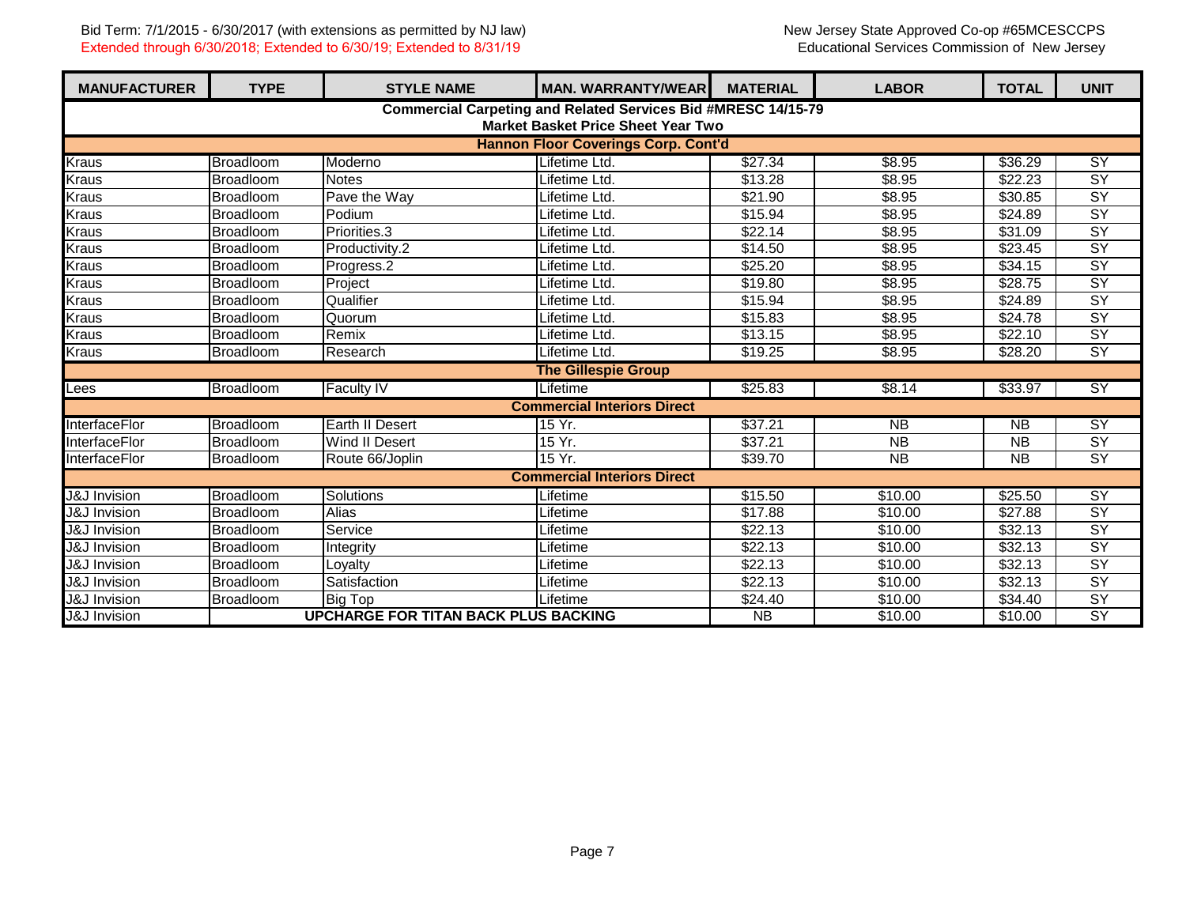Bid Term: 7/1/2015 - 6/30/2017 (with extensions as permitted by NJ law)
Extended through 6/30/2018; Extended to 6/30/19; Extended to 8/31/19

New Jersey State Approved Co-op #65MCESCCPS
Educational Services Commission of New Jersey

| MANUFACTURER | TYPE | STYLE NAME | MAN. WARRANTY/WEAR | MATERIAL | LABOR | TOTAL | UNIT |
|---|---|---|---|---|---|---|---|
| **Commercial Carpeting and Related Services Bid #MRESC 14/15-79** | | | | | | | |
| **Market Basket Price Sheet Year Two** | | | | | | | |
| **Hannon Floor Coverings Corp. Cont'd** | | | | | | | |
| Kraus | Broadloom | Moderno | Lifetime Ltd. | $27.34 | $8.95 | $36.29 | SY |
| Kraus | Broadloom | Notes | Lifetime Ltd. | $13.28 | $8.95 | $22.23 | SY |
| Kraus | Broadloom | Pave the Way | Lifetime Ltd. | $21.90 | $8.95 | $30.85 | SY |
| Kraus | Broadloom | Podium | Lifetime Ltd. | $15.94 | $8.95 | $24.89 | SY |
| Kraus | Broadloom | Priorities.3 | Lifetime Ltd. | $22.14 | $8.95 | $31.09 | SY |
| Kraus | Broadloom | Productivity.2 | Lifetime Ltd. | $14.50 | $8.95 | $23.45 | SY |
| Kraus | Broadloom | Progress.2 | Lifetime Ltd. | $25.20 | $8.95 | $34.15 | SY |
| Kraus | Broadloom | Project | Lifetime Ltd. | $19.80 | $8.95 | $28.75 | SY |
| Kraus | Broadloom | Qualifier | Lifetime Ltd. | $15.94 | $8.95 | $24.89 | SY |
| Kraus | Broadloom | Quorum | Lifetime Ltd. | $15.83 | $8.95 | $24.78 | SY |
| Kraus | Broadloom | Remix | Lifetime Ltd. | $13.15 | $8.95 | $22.10 | SY |
| Kraus | Broadloom | Research | Lifetime Ltd. | $19.25 | $8.95 | $28.20 | SY |
| **The Gillespie Group** | | | | | | | |
| Lees | Broadloom | Faculty IV | Lifetime | $25.83 | $8.14 | $33.97 | SY |
| **Commercial Interiors Direct** | | | | | | | |
| InterfaceFlor | Broadloom | Earth II Desert | 15 Yr. | $37.21 | NB | NB | SY |
| InterfaceFlor | Broadloom | Wind II Desert | 15 Yr. | $37.21 | NB | NB | SY |
| InterfaceFlor | Broadloom | Route 66/Joplin | 15 Yr. | $39.70 | NB | NB | SY |
| **Commercial Interiors Direct** | | | | | | | |
| J&J Invision | Broadloom | Solutions | Lifetime | $15.50 | $10.00 | $25.50 | SY |
| J&J Invision | Broadloom | Alias | Lifetime | $17.88 | $10.00 | $27.88 | SY |
| J&J Invision | Broadloom | Service | Lifetime | $22.13 | $10.00 | $32.13 | SY |
| J&J Invision | Broadloom | Integrity | Lifetime | $22.13 | $10.00 | $32.13 | SY |
| J&J Invision | Broadloom | Loyalty | Lifetime | $22.13 | $10.00 | $32.13 | SY |
| J&J Invision | Broadloom | Satisfaction | Lifetime | $22.13 | $10.00 | $32.13 | SY |
| J&J Invision | Broadloom | Big Top | Lifetime | $24.40 | $10.00 | $34.40 | SY |
| J&J Invision | **UPCHARGE FOR TITAN BACK PLUS BACKING** | | | NB | $10.00 | $10.00 | SY |